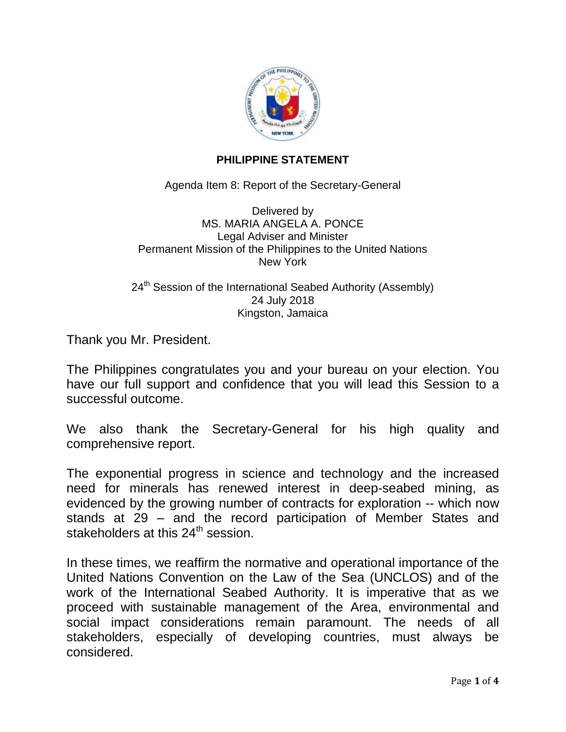**PHILIPPINE STATEMENT**

Agenda Item 8: Report of the Secretary-General

Delivered by
MS. MARIA ANGELA A. PONCE
Legal Adviser and Minister
Permanent Mission of the Philippines to the United Nations
New York

24th Session of the International Seabed Authority (Assembly)
24 July 2018
Kingston, Jamaica

Thank you Mr. President.

The Philippines congratulates you and your bureau on your election. You have our full support and confidence that you will lead this Session to a successful outcome.

We also thank the Secretary-General for his high quality and comprehensive report.

The exponential progress in science and technology and the increased need for minerals has renewed interest in deep-seabed mining, as evidenced by the growing number of contracts for exploration -- which now stands at 29 – and the record participation of Member States and stakeholders at this 24th session.

In these times, we reaffirm the normative and operational importance of the United Nations Convention on the Law of the Sea (UNCLOS) and of the work of the International Seabed Authority. It is imperative that as we proceed with sustainable management of the Area, environmental and social impact considerations remain paramount. The needs of all stakeholders, especially of developing countries, must always be considered.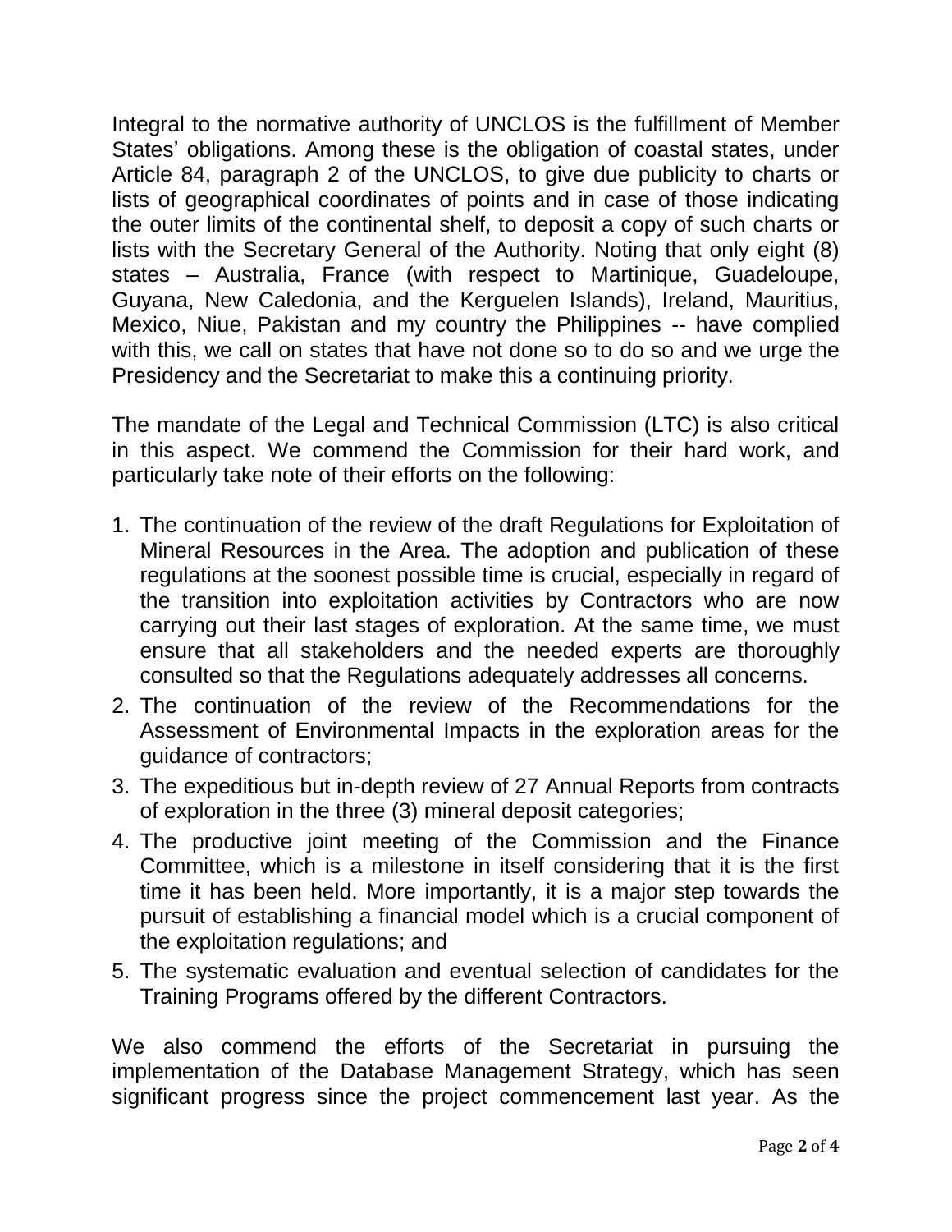Integral to the normative authority of UNCLOS is the fulfillment of Member States' obligations. Among these is the obligation of coastal states, under Article 84, paragraph 2 of the UNCLOS, to give due publicity to charts or lists of geographical coordinates of points and in case of those indicating the outer limits of the continental shelf, to deposit a copy of such charts or lists with the Secretary General of the Authority. Noting that only eight (8) states – Australia, France (with respect to Martinique, Guadeloupe, Guyana, New Caledonia, and the Kerguelen Islands), Ireland, Mauritius, Mexico, Niue, Pakistan and my country the Philippines -- have complied with this, we call on states that have not done so to do so and we urge the Presidency and the Secretariat to make this a continuing priority.

The mandate of the Legal and Technical Commission (LTC) is also critical in this aspect. We commend the Commission for their hard work, and particularly take note of their efforts on the following:

1. The continuation of the review of the draft Regulations for Exploitation of Mineral Resources in the Area. The adoption and publication of these regulations at the soonest possible time is crucial, especially in regard of the transition into exploitation activities by Contractors who are now carrying out their last stages of exploration. At the same time, we must ensure that all stakeholders and the needed experts are thoroughly consulted so that the Regulations adequately addresses all concerns.
2. The continuation of the review of the Recommendations for the Assessment of Environmental Impacts in the exploration areas for the guidance of contractors;
3. The expeditious but in-depth review of 27 Annual Reports from contracts of exploration in the three (3) mineral deposit categories;
4. The productive joint meeting of the Commission and the Finance Committee, which is a milestone in itself considering that it is the first time it has been held. More importantly, it is a major step towards the pursuit of establishing a financial model which is a crucial component of the exploitation regulations; and
5. The systematic evaluation and eventual selection of candidates for the Training Programs offered by the different Contractors.

We also commend the efforts of the Secretariat in pursuing the implementation of the Database Management Strategy, which has seen significant progress since the project commencement last year. As the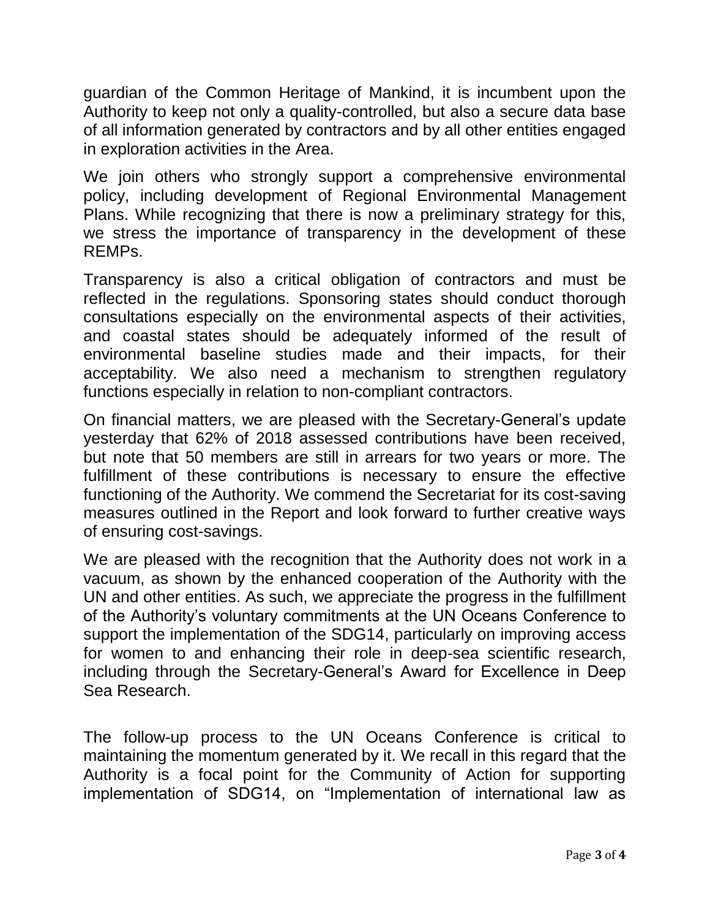guardian of the Common Heritage of Mankind, it is incumbent upon the Authority to keep not only a quality-controlled, but also a secure data base of all information generated by contractors and by all other entities engaged in exploration activities in the Area.

We join others who strongly support a comprehensive environmental policy, including development of Regional Environmental Management Plans. While recognizing that there is now a preliminary strategy for this, we stress the importance of transparency in the development of these REMPs.

Transparency is also a critical obligation of contractors and must be reflected in the regulations. Sponsoring states should conduct thorough consultations especially on the environmental aspects of their activities, and coastal states should be adequately informed of the result of environmental baseline studies made and their impacts, for their acceptability. We also need a mechanism to strengthen regulatory functions especially in relation to non-compliant contractors.

On financial matters, we are pleased with the Secretary-General's update yesterday that 62% of 2018 assessed contributions have been received, but note that 50 members are still in arrears for two years or more. The fulfillment of these contributions is necessary to ensure the effective functioning of the Authority. We commend the Secretariat for its cost-saving measures outlined in the Report and look forward to further creative ways of ensuring cost-savings.

We are pleased with the recognition that the Authority does not work in a vacuum, as shown by the enhanced cooperation of the Authority with the UN and other entities. As such, we appreciate the progress in the fulfillment of the Authority's voluntary commitments at the UN Oceans Conference to support the implementation of the SDG14, particularly on improving access for women to and enhancing their role in deep-sea scientific research, including through the Secretary-General's Award for Excellence in Deep Sea Research.

The follow-up process to the UN Oceans Conference is critical to maintaining the momentum generated by it. We recall in this regard that the Authority is a focal point for the Community of Action for supporting implementation of SDG14, on "Implementation of international law as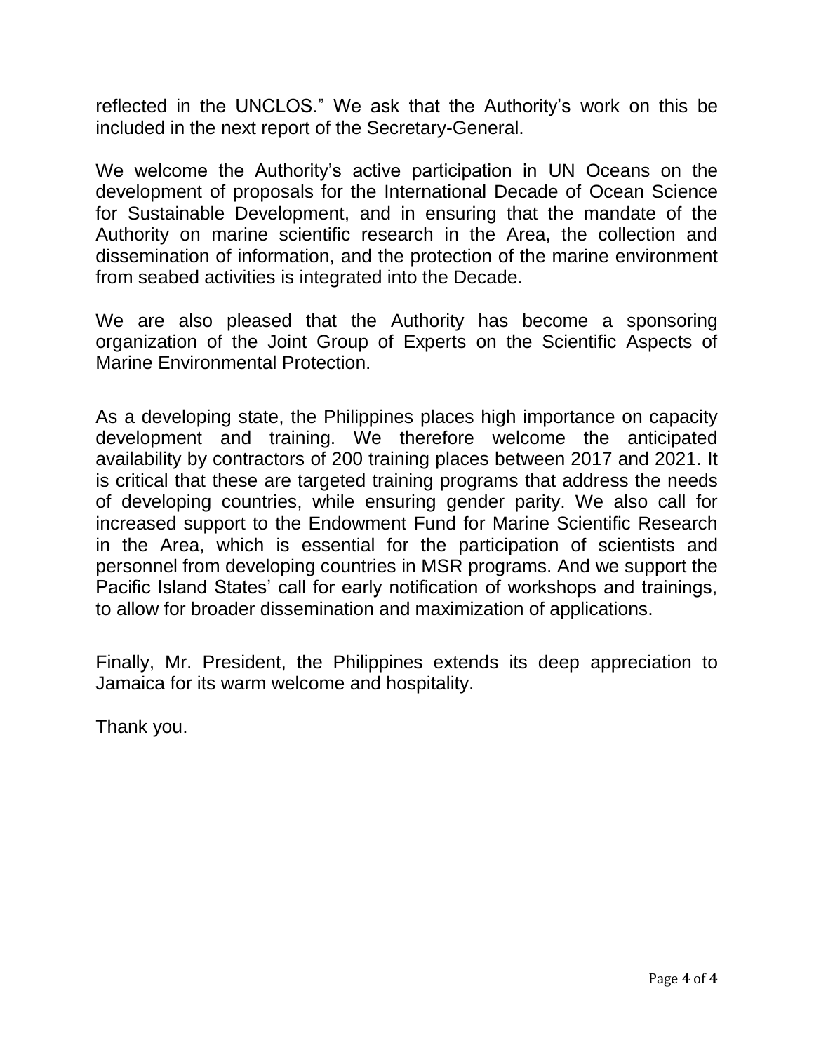reflected in the UNCLOS." We ask that the Authority's work on this be included in the next report of the Secretary-General.

We welcome the Authority's active participation in UN Oceans on the development of proposals for the International Decade of Ocean Science for Sustainable Development, and in ensuring that the mandate of the Authority on marine scientific research in the Area, the collection and dissemination of information, and the protection of the marine environment from seabed activities is integrated into the Decade.

We are also pleased that the Authority has become a sponsoring organization of the Joint Group of Experts on the Scientific Aspects of Marine Environmental Protection.

As a developing state, the Philippines places high importance on capacity development and training. We therefore welcome the anticipated availability by contractors of 200 training places between 2017 and 2021. It is critical that these are targeted training programs that address the needs of developing countries, while ensuring gender parity. We also call for increased support to the Endowment Fund for Marine Scientific Research in the Area, which is essential for the participation of scientists and personnel from developing countries in MSR programs. And we support the Pacific Island States' call for early notification of workshops and trainings, to allow for broader dissemination and maximization of applications.

Finally, Mr. President, the Philippines extends its deep appreciation to Jamaica for its warm welcome and hospitality.

Thank you.